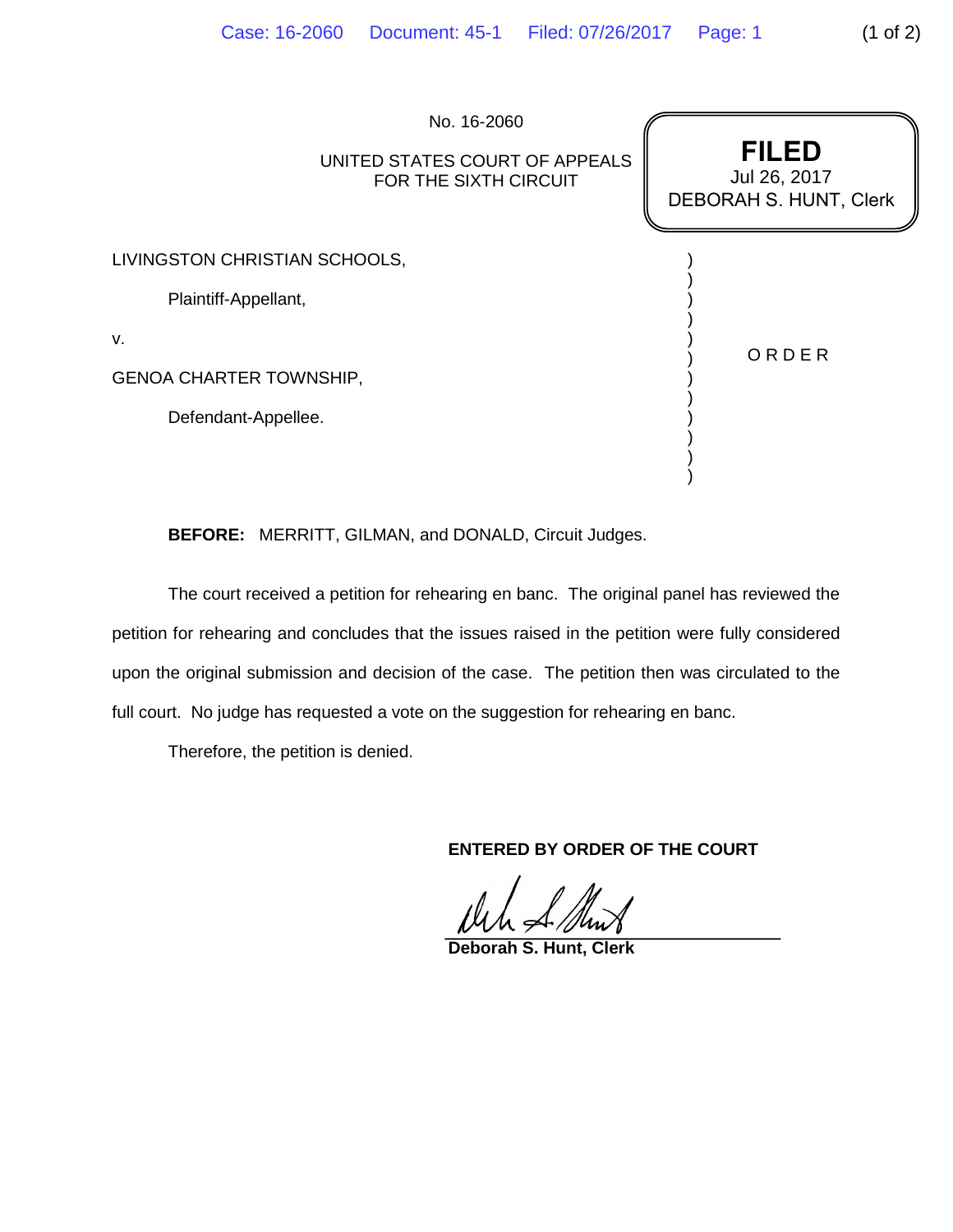No. 16-2060

UNITED STATES COURT OF APPEALS
FOR THE SIXTH CIRCUIT

**FILED**
Jul 26, 2017
DEBORAH S. HUNT, Clerk

LIVINGSTON CHRISTIAN SCHOOLS,

Plaintiff-Appellant,

v.

GENOA CHARTER TOWNSHIP,

Defendant-Appellee.

O R D E R

**BEFORE:** MERRITT, GILMAN, and DONALD, Circuit Judges.

The court received a petition for rehearing en banc. The original panel has reviewed the petition for rehearing and concludes that the issues raised in the petition were fully considered upon the original submission and decision of the case. The petition then was circulated to the full court. No judge has requested a vote on the suggestion for rehearing en banc.

Therefore, the petition is denied.

**ENTERED BY ORDER OF THE COURT**

**Deborah S. Hunt, Clerk**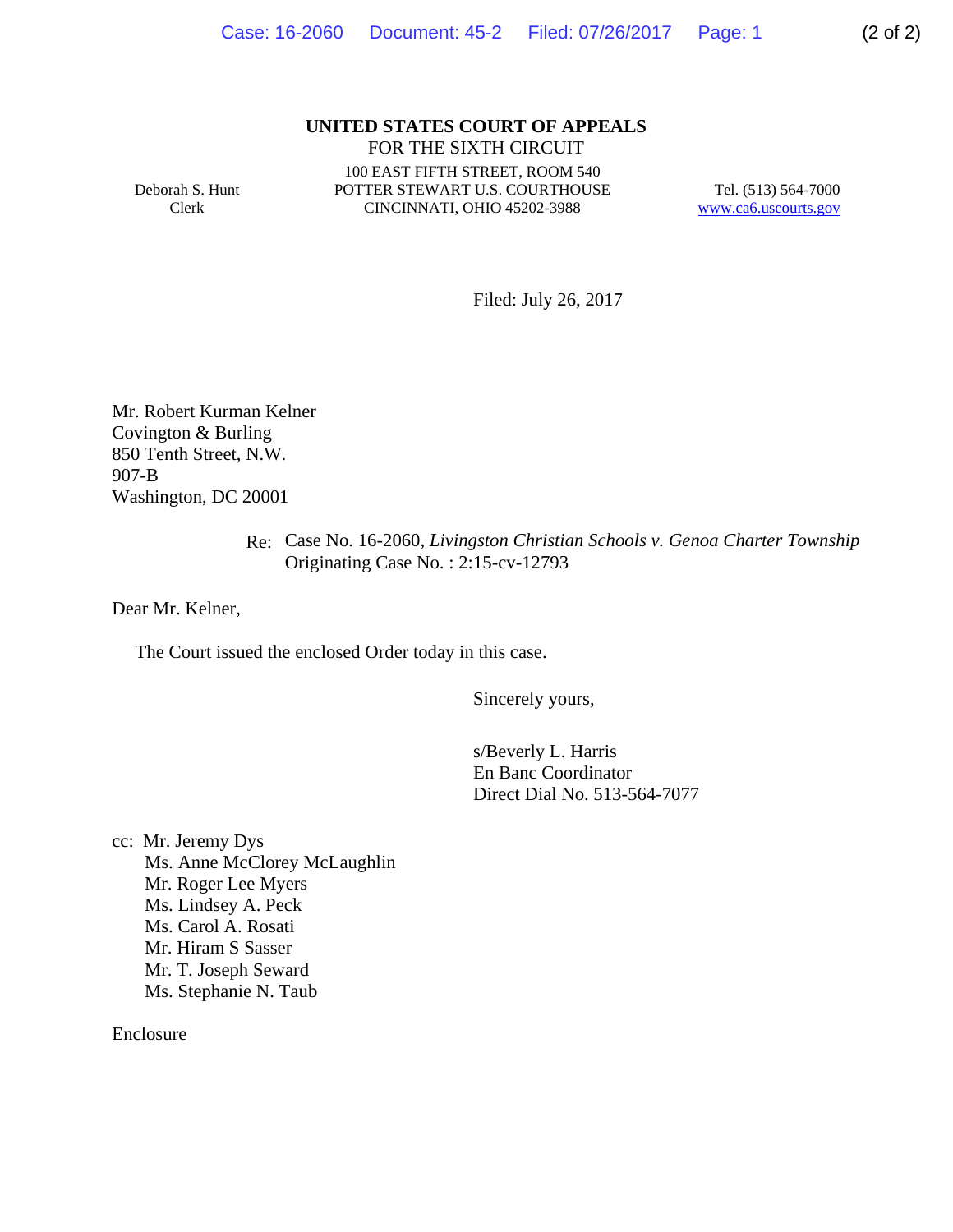**UNITED STATES COURT OF APPEALS**
FOR THE SIXTH CIRCUIT

Deborah S. Hunt
Clerk

100 EAST FIFTH STREET, ROOM 540
POTTER STEWART U.S. COURTHOUSE
CINCINNATI, OHIO 45202-3988

Tel. (513) 564-7000
www.ca6.uscourts.gov

Filed: July 26, 2017

Mr. Robert Kurman Kelner
Covington & Burling
850 Tenth Street, N.W.
907-B
Washington, DC 20001

Re: Case No. 16-2060, *Livingston Christian Schools v. Genoa Charter Township*
Originating Case No. : 2:15-cv-12793

Dear Mr. Kelner,

The Court issued the enclosed Order today in this case.

Sincerely yours,

s/Beverly L. Harris
En Banc Coordinator
Direct Dial No. 513-564-7077

cc: Mr. Jeremy Dys
Ms. Anne McClorey McLaughlin
Mr. Roger Lee Myers
Ms. Lindsey A. Peck
Ms. Carol A. Rosati
Mr. Hiram S Sasser
Mr. T. Joseph Seward
Ms. Stephanie N. Taub

Enclosure